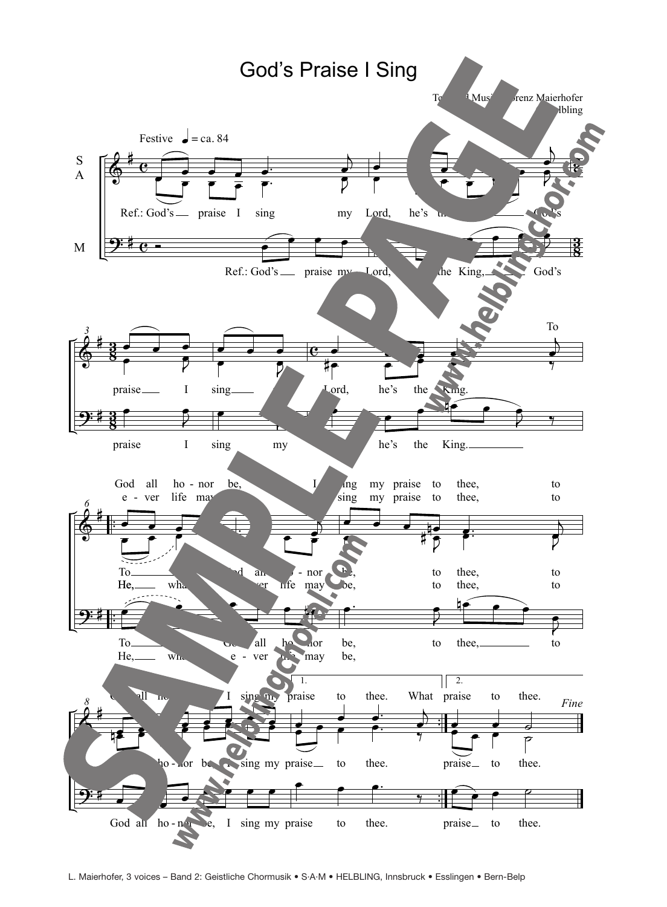# God's Praise I Sing

Text and Music: Lorenz Maierhofer
© Helbling

Festive ♩ = ca. 84

S A

Ref.: God's praise I sing my Lord, he's the King. God's praise I sing my Lord, he's the King.

M

Ref.: God's praise my Lord, the King, God's praise I sing my he's the King.

To God all honor be, I sing my praise to thee, to God all honor be, I sing my praise to thee. What praise to thee.

He, whatever life may be, sing my praise to thee, to

*Fine*

L. Maierhofer, 3 voices – Band 2: Geistliche Chormusik • S·A·M • HELBLING, Innsbruck • Esslingen • Bern-Belp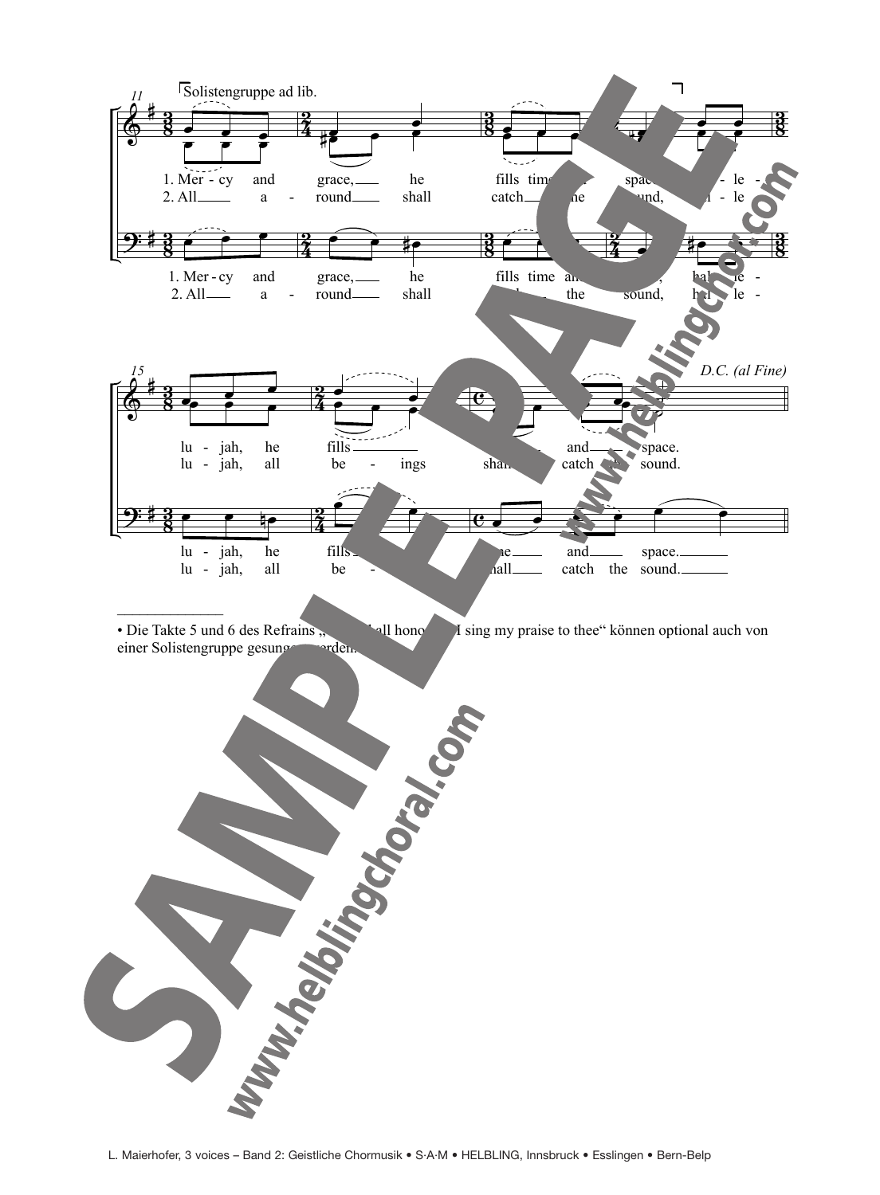• Die Takte 5 und 6 des Refrains „… shall hono… I sing my praise to thee“ können optional auch von einer Solistengruppe gesungen werden.